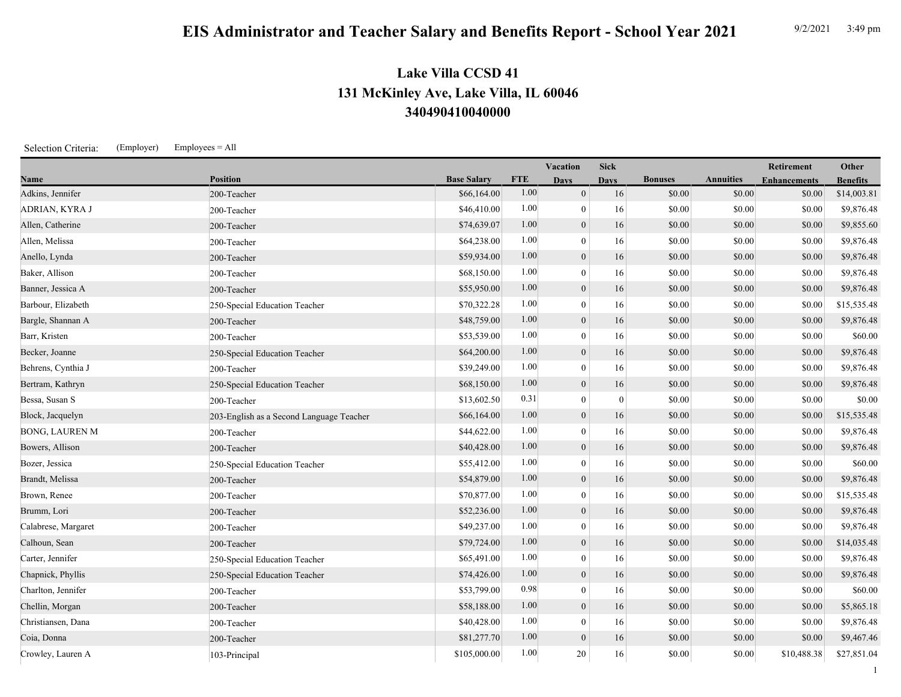# EIS Administrator and Teacher Salary and Benefits Report - School Year 2021

9/2/2021 3:49 pm

## Lake Villa CCSD 41
## 131 McKinley Ave, Lake Villa, IL 60046
## 340490410040000

Selection Criteria: (Employer) Employees = All

| Name | Position | Base Salary | FTE | Vacation Days | Sick Days | Bonuses | Annuities | Retirement Enhancements | Other Benefits |
|---|---|---|---|---|---|---|---|---|---|
| Adkins, Jennifer | 200-Teacher | $66,164.00 | 1.00 | 0 | 16 | $0.00 | $0.00 | $0.00 | $14,003.81 |
| ADRIAN, KYRA J | 200-Teacher | $46,410.00 | 1.00 | 0 | 16 | $0.00 | $0.00 | $0.00 | $9,876.48 |
| Allen, Catherine | 200-Teacher | $74,639.07 | 1.00 | 0 | 16 | $0.00 | $0.00 | $0.00 | $9,855.60 |
| Allen, Melissa | 200-Teacher | $64,238.00 | 1.00 | 0 | 16 | $0.00 | $0.00 | $0.00 | $9,876.48 |
| Anello, Lynda | 200-Teacher | $59,934.00 | 1.00 | 0 | 16 | $0.00 | $0.00 | $0.00 | $9,876.48 |
| Baker, Allison | 200-Teacher | $68,150.00 | 1.00 | 0 | 16 | $0.00 | $0.00 | $0.00 | $9,876.48 |
| Banner, Jessica A | 200-Teacher | $55,950.00 | 1.00 | 0 | 16 | $0.00 | $0.00 | $0.00 | $9,876.48 |
| Barbour, Elizabeth | 250-Special Education Teacher | $70,322.28 | 1.00 | 0 | 16 | $0.00 | $0.00 | $0.00 | $15,535.48 |
| Bargle, Shannan A | 200-Teacher | $48,759.00 | 1.00 | 0 | 16 | $0.00 | $0.00 | $0.00 | $9,876.48 |
| Barr, Kristen | 200-Teacher | $53,539.00 | 1.00 | 0 | 16 | $0.00 | $0.00 | $0.00 | $60.00 |
| Becker, Joanne | 250-Special Education Teacher | $64,200.00 | 1.00 | 0 | 16 | $0.00 | $0.00 | $0.00 | $9,876.48 |
| Behrens, Cynthia J | 200-Teacher | $39,249.00 | 1.00 | 0 | 16 | $0.00 | $0.00 | $0.00 | $9,876.48 |
| Bertram, Kathryn | 250-Special Education Teacher | $68,150.00 | 1.00 | 0 | 16 | $0.00 | $0.00 | $0.00 | $9,876.48 |
| Bessa, Susan S | 200-Teacher | $13,602.50 | 0.31 | 0 | 0 | $0.00 | $0.00 | $0.00 | $0.00 |
| Block, Jacquelyn | 203-English as a Second Language Teacher | $66,164.00 | 1.00 | 0 | 16 | $0.00 | $0.00 | $0.00 | $15,535.48 |
| BONG, LAUREN M | 200-Teacher | $44,622.00 | 1.00 | 0 | 16 | $0.00 | $0.00 | $0.00 | $9,876.48 |
| Bowers, Allison | 200-Teacher | $40,428.00 | 1.00 | 0 | 16 | $0.00 | $0.00 | $0.00 | $9,876.48 |
| Bozer, Jessica | 250-Special Education Teacher | $55,412.00 | 1.00 | 0 | 16 | $0.00 | $0.00 | $0.00 | $60.00 |
| Brandt, Melissa | 200-Teacher | $54,879.00 | 1.00 | 0 | 16 | $0.00 | $0.00 | $0.00 | $9,876.48 |
| Brown, Renee | 200-Teacher | $70,877.00 | 1.00 | 0 | 16 | $0.00 | $0.00 | $0.00 | $15,535.48 |
| Brumm, Lori | 200-Teacher | $52,236.00 | 1.00 | 0 | 16 | $0.00 | $0.00 | $0.00 | $9,876.48 |
| Calabrese, Margaret | 200-Teacher | $49,237.00 | 1.00 | 0 | 16 | $0.00 | $0.00 | $0.00 | $9,876.48 |
| Calhoun, Sean | 200-Teacher | $79,724.00 | 1.00 | 0 | 16 | $0.00 | $0.00 | $0.00 | $14,035.48 |
| Carter, Jennifer | 250-Special Education Teacher | $65,491.00 | 1.00 | 0 | 16 | $0.00 | $0.00 | $0.00 | $9,876.48 |
| Chapnick, Phyllis | 250-Special Education Teacher | $74,426.00 | 1.00 | 0 | 16 | $0.00 | $0.00 | $0.00 | $9,876.48 |
| Charlton, Jennifer | 200-Teacher | $53,799.00 | 0.98 | 0 | 16 | $0.00 | $0.00 | $0.00 | $60.00 |
| Chellin, Morgan | 200-Teacher | $58,188.00 | 1.00 | 0 | 16 | $0.00 | $0.00 | $0.00 | $5,865.18 |
| Christiansen, Dana | 200-Teacher | $40,428.00 | 1.00 | 0 | 16 | $0.00 | $0.00 | $0.00 | $9,876.48 |
| Coia, Donna | 200-Teacher | $81,277.70 | 1.00 | 0 | 16 | $0.00 | $0.00 | $0.00 | $9,467.46 |
| Crowley, Lauren A | 103-Principal | $105,000.00 | 1.00 | 20 | 16 | $0.00 | $0.00 | $10,488.38 | $27,851.04 |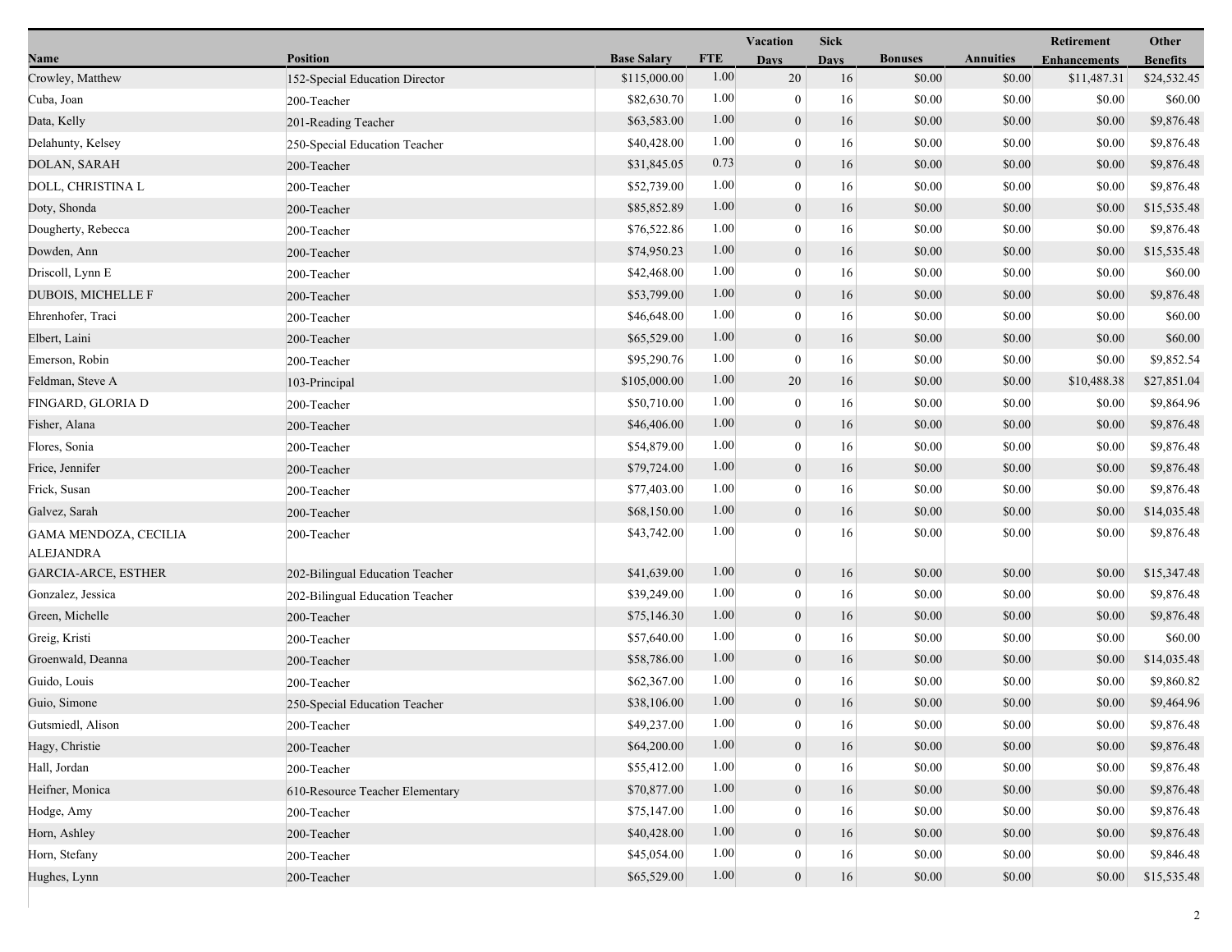| Name | Position | Base Salary | FTE | Vacation Days | Sick Days | Bonuses | Annuities | Retirement Enhancements | Other Benefits |
|---|---|---|---|---|---|---|---|---|---|
| Crowley, Matthew | 152-Special Education Director | $115,000.00 | 1.00 | 20 | 16 | $0.00 | $0.00 | $11,487.31 | $24,532.45 |
| Cuba, Joan | 200-Teacher | $82,630.70 | 1.00 | 0 | 16 | $0.00 | $0.00 | $0.00 | $60.00 |
| Data, Kelly | 201-Reading Teacher | $63,583.00 | 1.00 | 0 | 16 | $0.00 | $0.00 | $0.00 | $9,876.48 |
| Delahunty, Kelsey | 250-Special Education Teacher | $40,428.00 | 1.00 | 0 | 16 | $0.00 | $0.00 | $0.00 | $9,876.48 |
| DOLAN, SARAH | 200-Teacher | $31,845.05 | 0.73 | 0 | 16 | $0.00 | $0.00 | $0.00 | $9,876.48 |
| DOLL, CHRISTINA L | 200-Teacher | $52,739.00 | 1.00 | 0 | 16 | $0.00 | $0.00 | $0.00 | $9,876.48 |
| Doty, Shonda | 200-Teacher | $85,852.89 | 1.00 | 0 | 16 | $0.00 | $0.00 | $0.00 | $15,535.48 |
| Dougherty, Rebecca | 200-Teacher | $76,522.86 | 1.00 | 0 | 16 | $0.00 | $0.00 | $0.00 | $9,876.48 |
| Dowden, Ann | 200-Teacher | $74,950.23 | 1.00 | 0 | 16 | $0.00 | $0.00 | $0.00 | $15,535.48 |
| Driscoll, Lynn E | 200-Teacher | $42,468.00 | 1.00 | 0 | 16 | $0.00 | $0.00 | $0.00 | $60.00 |
| DUBOIS, MICHELLE F | 200-Teacher | $53,799.00 | 1.00 | 0 | 16 | $0.00 | $0.00 | $0.00 | $9,876.48 |
| Ehrenhofer, Traci | 200-Teacher | $46,648.00 | 1.00 | 0 | 16 | $0.00 | $0.00 | $0.00 | $60.00 |
| Elbert, Laini | 200-Teacher | $65,529.00 | 1.00 | 0 | 16 | $0.00 | $0.00 | $0.00 | $60.00 |
| Emerson, Robin | 200-Teacher | $95,290.76 | 1.00 | 0 | 16 | $0.00 | $0.00 | $0.00 | $9,852.54 |
| Feldman, Steve A | 103-Principal | $105,000.00 | 1.00 | 20 | 16 | $0.00 | $0.00 | $10,488.38 | $27,851.04 |
| FINGARD, GLORIA D | 200-Teacher | $50,710.00 | 1.00 | 0 | 16 | $0.00 | $0.00 | $0.00 | $9,864.96 |
| Fisher, Alana | 200-Teacher | $46,406.00 | 1.00 | 0 | 16 | $0.00 | $0.00 | $0.00 | $9,876.48 |
| Flores, Sonia | 200-Teacher | $54,879.00 | 1.00 | 0 | 16 | $0.00 | $0.00 | $0.00 | $9,876.48 |
| Frice, Jennifer | 200-Teacher | $79,724.00 | 1.00 | 0 | 16 | $0.00 | $0.00 | $0.00 | $9,876.48 |
| Frick, Susan | 200-Teacher | $77,403.00 | 1.00 | 0 | 16 | $0.00 | $0.00 | $0.00 | $9,876.48 |
| Galvez, Sarah | 200-Teacher | $68,150.00 | 1.00 | 0 | 16 | $0.00 | $0.00 | $0.00 | $14,035.48 |
| GAMA MENDOZA, CECILIA ALEJANDRA | 200-Teacher | $43,742.00 | 1.00 | 0 | 16 | $0.00 | $0.00 | $0.00 | $9,876.48 |
| GARCIA-ARCE, ESTHER | 202-Bilingual Education Teacher | $41,639.00 | 1.00 | 0 | 16 | $0.00 | $0.00 | $0.00 | $15,347.48 |
| Gonzalez, Jessica | 202-Bilingual Education Teacher | $39,249.00 | 1.00 | 0 | 16 | $0.00 | $0.00 | $0.00 | $9,876.48 |
| Green, Michelle | 200-Teacher | $75,146.30 | 1.00 | 0 | 16 | $0.00 | $0.00 | $0.00 | $9,876.48 |
| Greig, Kristi | 200-Teacher | $57,640.00 | 1.00 | 0 | 16 | $0.00 | $0.00 | $0.00 | $60.00 |
| Groenwald, Deanna | 200-Teacher | $58,786.00 | 1.00 | 0 | 16 | $0.00 | $0.00 | $0.00 | $14,035.48 |
| Guido, Louis | 200-Teacher | $62,367.00 | 1.00 | 0 | 16 | $0.00 | $0.00 | $0.00 | $9,860.82 |
| Guio, Simone | 250-Special Education Teacher | $38,106.00 | 1.00 | 0 | 16 | $0.00 | $0.00 | $0.00 | $9,464.96 |
| Gutsmiedl, Alison | 200-Teacher | $49,237.00 | 1.00 | 0 | 16 | $0.00 | $0.00 | $0.00 | $9,876.48 |
| Hagy, Christie | 200-Teacher | $64,200.00 | 1.00 | 0 | 16 | $0.00 | $0.00 | $0.00 | $9,876.48 |
| Hall, Jordan | 200-Teacher | $55,412.00 | 1.00 | 0 | 16 | $0.00 | $0.00 | $0.00 | $9,876.48 |
| Heifner, Monica | 610-Resource Teacher Elementary | $70,877.00 | 1.00 | 0 | 16 | $0.00 | $0.00 | $0.00 | $9,876.48 |
| Hodge, Amy | 200-Teacher | $75,147.00 | 1.00 | 0 | 16 | $0.00 | $0.00 | $0.00 | $9,876.48 |
| Horn, Ashley | 200-Teacher | $40,428.00 | 1.00 | 0 | 16 | $0.00 | $0.00 | $0.00 | $9,876.48 |
| Horn, Stefany | 200-Teacher | $45,054.00 | 1.00 | 0 | 16 | $0.00 | $0.00 | $0.00 | $9,846.48 |
| Hughes, Lynn | 200-Teacher | $65,529.00 | 1.00 | 0 | 16 | $0.00 | $0.00 | $0.00 | $15,535.48 |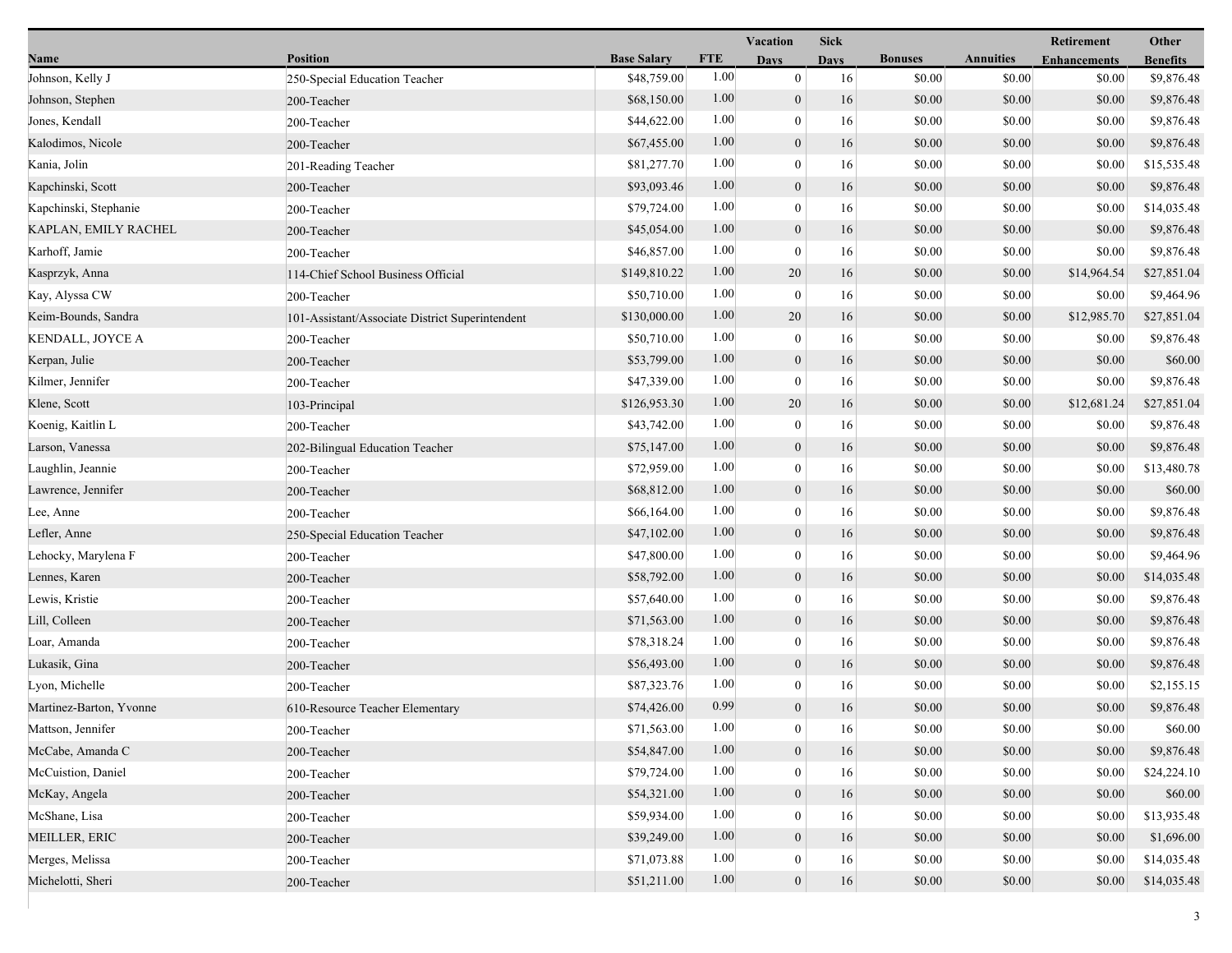| Name | Position | Base Salary | FTE | Vacation Days | Sick Days | Bonuses | Annuities | Retirement Enhancements | Other Benefits |
| --- | --- | --- | --- | --- | --- | --- | --- | --- | --- |
| Johnson, Kelly J | 250-Special Education Teacher | $48,759.00 | 1.00 | 0 | 16 | $0.00 | $0.00 | $0.00 | $9,876.48 |
| Johnson, Stephen | 200-Teacher | $68,150.00 | 1.00 | 0 | 16 | $0.00 | $0.00 | $0.00 | $9,876.48 |
| Jones, Kendall | 200-Teacher | $44,622.00 | 1.00 | 0 | 16 | $0.00 | $0.00 | $0.00 | $9,876.48 |
| Kalodimos, Nicole | 200-Teacher | $67,455.00 | 1.00 | 0 | 16 | $0.00 | $0.00 | $0.00 | $9,876.48 |
| Kania, Jolin | 201-Reading Teacher | $81,277.70 | 1.00 | 0 | 16 | $0.00 | $0.00 | $0.00 | $15,535.48 |
| Kapchinski, Scott | 200-Teacher | $93,093.46 | 1.00 | 0 | 16 | $0.00 | $0.00 | $0.00 | $9,876.48 |
| Kapchinski, Stephanie | 200-Teacher | $79,724.00 | 1.00 | 0 | 16 | $0.00 | $0.00 | $0.00 | $14,035.48 |
| KAPLAN, EMILY RACHEL | 200-Teacher | $45,054.00 | 1.00 | 0 | 16 | $0.00 | $0.00 | $0.00 | $9,876.48 |
| Karhoff, Jamie | 200-Teacher | $46,857.00 | 1.00 | 0 | 16 | $0.00 | $0.00 | $0.00 | $9,876.48 |
| Kasprzyk, Anna | 114-Chief School Business Official | $149,810.22 | 1.00 | 20 | 16 | $0.00 | $0.00 | $14,964.54 | $27,851.04 |
| Kay, Alyssa CW | 200-Teacher | $50,710.00 | 1.00 | 0 | 16 | $0.00 | $0.00 | $0.00 | $9,464.96 |
| Keim-Bounds, Sandra | 101-Assistant/Associate District Superintendent | $130,000.00 | 1.00 | 20 | 16 | $0.00 | $0.00 | $12,985.70 | $27,851.04 |
| KENDALL, JOYCE A | 200-Teacher | $50,710.00 | 1.00 | 0 | 16 | $0.00 | $0.00 | $0.00 | $9,876.48 |
| Kerpan, Julie | 200-Teacher | $53,799.00 | 1.00 | 0 | 16 | $0.00 | $0.00 | $0.00 | $60.00 |
| Kilmer, Jennifer | 200-Teacher | $47,339.00 | 1.00 | 0 | 16 | $0.00 | $0.00 | $0.00 | $9,876.48 |
| Klene, Scott | 103-Principal | $126,953.30 | 1.00 | 20 | 16 | $0.00 | $0.00 | $12,681.24 | $27,851.04 |
| Koenig, Kaitlin L | 200-Teacher | $43,742.00 | 1.00 | 0 | 16 | $0.00 | $0.00 | $0.00 | $9,876.48 |
| Larson, Vanessa | 202-Bilingual Education Teacher | $75,147.00 | 1.00 | 0 | 16 | $0.00 | $0.00 | $0.00 | $9,876.48 |
| Laughlin, Jeannie | 200-Teacher | $72,959.00 | 1.00 | 0 | 16 | $0.00 | $0.00 | $0.00 | $13,480.78 |
| Lawrence, Jennifer | 200-Teacher | $68,812.00 | 1.00 | 0 | 16 | $0.00 | $0.00 | $0.00 | $60.00 |
| Lee, Anne | 200-Teacher | $66,164.00 | 1.00 | 0 | 16 | $0.00 | $0.00 | $0.00 | $9,876.48 |
| Lefler, Anne | 250-Special Education Teacher | $47,102.00 | 1.00 | 0 | 16 | $0.00 | $0.00 | $0.00 | $9,876.48 |
| Lehocky, Marylena F | 200-Teacher | $47,800.00 | 1.00 | 0 | 16 | $0.00 | $0.00 | $0.00 | $9,464.96 |
| Lennes, Karen | 200-Teacher | $58,792.00 | 1.00 | 0 | 16 | $0.00 | $0.00 | $0.00 | $14,035.48 |
| Lewis, Kristie | 200-Teacher | $57,640.00 | 1.00 | 0 | 16 | $0.00 | $0.00 | $0.00 | $9,876.48 |
| Lill, Colleen | 200-Teacher | $71,563.00 | 1.00 | 0 | 16 | $0.00 | $0.00 | $0.00 | $9,876.48 |
| Loar, Amanda | 200-Teacher | $78,318.24 | 1.00 | 0 | 16 | $0.00 | $0.00 | $0.00 | $9,876.48 |
| Lukasik, Gina | 200-Teacher | $56,493.00 | 1.00 | 0 | 16 | $0.00 | $0.00 | $0.00 | $9,876.48 |
| Lyon, Michelle | 200-Teacher | $87,323.76 | 1.00 | 0 | 16 | $0.00 | $0.00 | $0.00 | $2,155.15 |
| Martinez-Barton, Yvonne | 610-Resource Teacher Elementary | $74,426.00 | 0.99 | 0 | 16 | $0.00 | $0.00 | $0.00 | $9,876.48 |
| Mattson, Jennifer | 200-Teacher | $71,563.00 | 1.00 | 0 | 16 | $0.00 | $0.00 | $0.00 | $60.00 |
| McCabe, Amanda C | 200-Teacher | $54,847.00 | 1.00 | 0 | 16 | $0.00 | $0.00 | $0.00 | $9,876.48 |
| McCuistion, Daniel | 200-Teacher | $79,724.00 | 1.00 | 0 | 16 | $0.00 | $0.00 | $0.00 | $24,224.10 |
| McKay, Angela | 200-Teacher | $54,321.00 | 1.00 | 0 | 16 | $0.00 | $0.00 | $0.00 | $60.00 |
| McShane, Lisa | 200-Teacher | $59,934.00 | 1.00 | 0 | 16 | $0.00 | $0.00 | $0.00 | $13,935.48 |
| MEILLER, ERIC | 200-Teacher | $39,249.00 | 1.00 | 0 | 16 | $0.00 | $0.00 | $0.00 | $1,696.00 |
| Merges, Melissa | 200-Teacher | $71,073.88 | 1.00 | 0 | 16 | $0.00 | $0.00 | $0.00 | $14,035.48 |
| Michelotti, Sheri | 200-Teacher | $51,211.00 | 1.00 | 0 | 16 | $0.00 | $0.00 | $0.00 | $14,035.48 |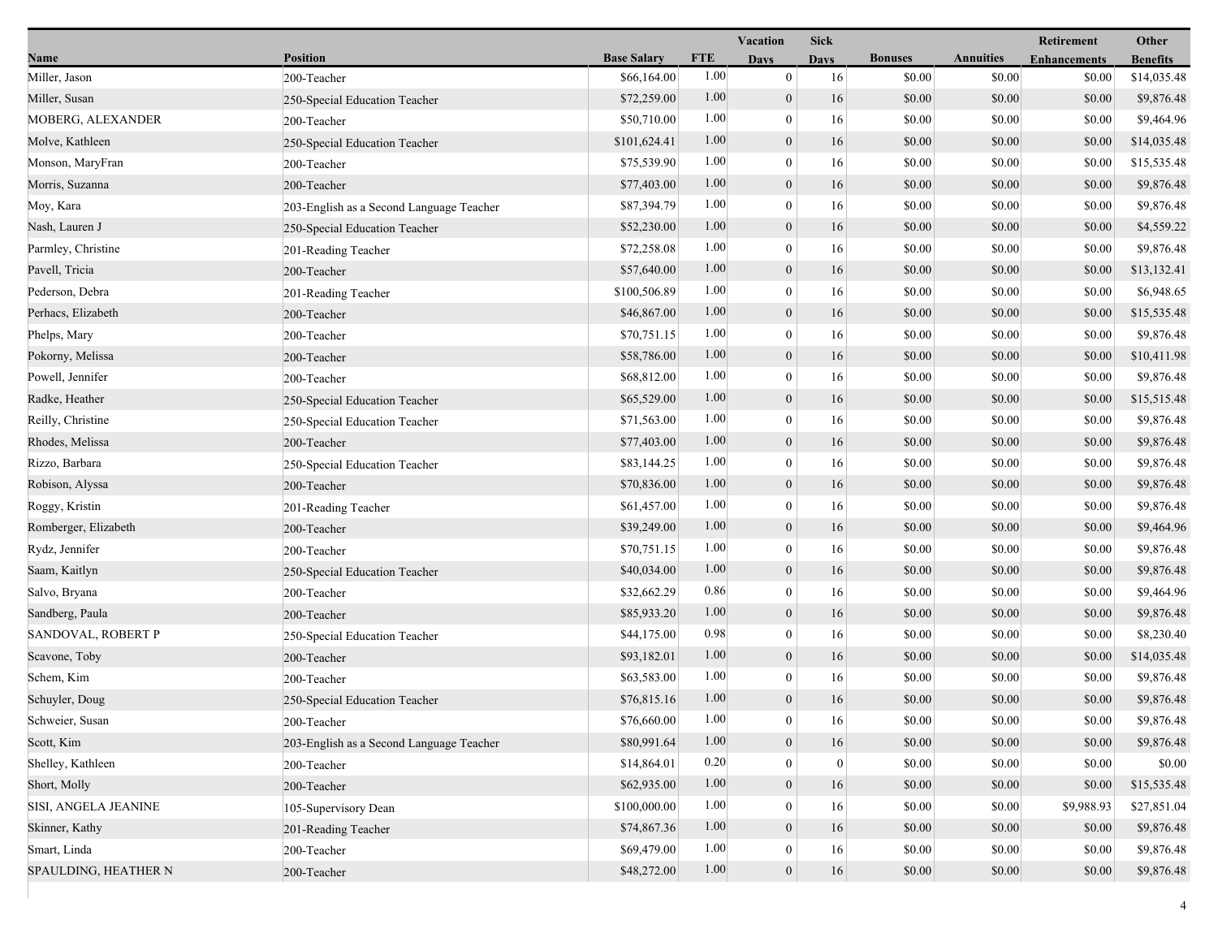| Name | Position | Base Salary | FTE | Vacation Days | Sick Days | Bonuses | Annuities | Retirement Enhancements | Other Benefits |
|---|---|---|---|---|---|---|---|---|---|
| Miller, Jason | 200-Teacher | $66,164.00 | 1.00 | 0 | 16 | $0.00 | $0.00 | $0.00 | $14,035.48 |
| Miller, Susan | 250-Special Education Teacher | $72,259.00 | 1.00 | 0 | 16 | $0.00 | $0.00 | $0.00 | $9,876.48 |
| MOBERG, ALEXANDER | 200-Teacher | $50,710.00 | 1.00 | 0 | 16 | $0.00 | $0.00 | $0.00 | $9,464.96 |
| Molve, Kathleen | 250-Special Education Teacher | $101,624.41 | 1.00 | 0 | 16 | $0.00 | $0.00 | $0.00 | $14,035.48 |
| Monson, MaryFran | 200-Teacher | $75,539.90 | 1.00 | 0 | 16 | $0.00 | $0.00 | $0.00 | $15,535.48 |
| Morris, Suzanna | 200-Teacher | $77,403.00 | 1.00 | 0 | 16 | $0.00 | $0.00 | $0.00 | $9,876.48 |
| Moy, Kara | 203-English as a Second Language Teacher | $87,394.79 | 1.00 | 0 | 16 | $0.00 | $0.00 | $0.00 | $9,876.48 |
| Nash, Lauren J | 250-Special Education Teacher | $52,230.00 | 1.00 | 0 | 16 | $0.00 | $0.00 | $0.00 | $4,559.22 |
| Parmley, Christine | 201-Reading Teacher | $72,258.08 | 1.00 | 0 | 16 | $0.00 | $0.00 | $0.00 | $9,876.48 |
| Pavell, Tricia | 200-Teacher | $57,640.00 | 1.00 | 0 | 16 | $0.00 | $0.00 | $0.00 | $13,132.41 |
| Pederson, Debra | 201-Reading Teacher | $100,506.89 | 1.00 | 0 | 16 | $0.00 | $0.00 | $0.00 | $6,948.65 |
| Perhacs, Elizabeth | 200-Teacher | $46,867.00 | 1.00 | 0 | 16 | $0.00 | $0.00 | $0.00 | $15,535.48 |
| Phelps, Mary | 200-Teacher | $70,751.15 | 1.00 | 0 | 16 | $0.00 | $0.00 | $0.00 | $9,876.48 |
| Pokorny, Melissa | 200-Teacher | $58,786.00 | 1.00 | 0 | 16 | $0.00 | $0.00 | $0.00 | $10,411.98 |
| Powell, Jennifer | 200-Teacher | $68,812.00 | 1.00 | 0 | 16 | $0.00 | $0.00 | $0.00 | $9,876.48 |
| Radke, Heather | 250-Special Education Teacher | $65,529.00 | 1.00 | 0 | 16 | $0.00 | $0.00 | $0.00 | $15,515.48 |
| Reilly, Christine | 250-Special Education Teacher | $71,563.00 | 1.00 | 0 | 16 | $0.00 | $0.00 | $0.00 | $9,876.48 |
| Rhodes, Melissa | 200-Teacher | $77,403.00 | 1.00 | 0 | 16 | $0.00 | $0.00 | $0.00 | $9,876.48 |
| Rizzo, Barbara | 250-Special Education Teacher | $83,144.25 | 1.00 | 0 | 16 | $0.00 | $0.00 | $0.00 | $9,876.48 |
| Robison, Alyssa | 200-Teacher | $70,836.00 | 1.00 | 0 | 16 | $0.00 | $0.00 | $0.00 | $9,876.48 |
| Roggy, Kristin | 201-Reading Teacher | $61,457.00 | 1.00 | 0 | 16 | $0.00 | $0.00 | $0.00 | $9,876.48 |
| Romberger, Elizabeth | 200-Teacher | $39,249.00 | 1.00 | 0 | 16 | $0.00 | $0.00 | $0.00 | $9,464.96 |
| Rydz, Jennifer | 200-Teacher | $70,751.15 | 1.00 | 0 | 16 | $0.00 | $0.00 | $0.00 | $9,876.48 |
| Saam, Kaitlyn | 250-Special Education Teacher | $40,034.00 | 1.00 | 0 | 16 | $0.00 | $0.00 | $0.00 | $9,876.48 |
| Salvo, Bryana | 200-Teacher | $32,662.29 | 0.86 | 0 | 16 | $0.00 | $0.00 | $0.00 | $9,464.96 |
| Sandberg, Paula | 200-Teacher | $85,933.20 | 1.00 | 0 | 16 | $0.00 | $0.00 | $0.00 | $9,876.48 |
| SANDOVAL, ROBERT P | 250-Special Education Teacher | $44,175.00 | 0.98 | 0 | 16 | $0.00 | $0.00 | $0.00 | $8,230.40 |
| Scavone, Toby | 200-Teacher | $93,182.01 | 1.00 | 0 | 16 | $0.00 | $0.00 | $0.00 | $14,035.48 |
| Schem, Kim | 200-Teacher | $63,583.00 | 1.00 | 0 | 16 | $0.00 | $0.00 | $0.00 | $9,876.48 |
| Schuyler, Doug | 250-Special Education Teacher | $76,815.16 | 1.00 | 0 | 16 | $0.00 | $0.00 | $0.00 | $9,876.48 |
| Schweier, Susan | 200-Teacher | $76,660.00 | 1.00 | 0 | 16 | $0.00 | $0.00 | $0.00 | $9,876.48 |
| Scott, Kim | 203-English as a Second Language Teacher | $80,991.64 | 1.00 | 0 | 16 | $0.00 | $0.00 | $0.00 | $9,876.48 |
| Shelley, Kathleen | 200-Teacher | $14,864.01 | 0.20 | 0 | 0 | $0.00 | $0.00 | $0.00 | $0.00 |
| Short, Molly | 200-Teacher | $62,935.00 | 1.00 | 0 | 16 | $0.00 | $0.00 | $0.00 | $15,535.48 |
| SISI, ANGELA JEANINE | 105-Supervisory Dean | $100,000.00 | 1.00 | 0 | 16 | $0.00 | $0.00 | $9,988.93 | $27,851.04 |
| Skinner, Kathy | 201-Reading Teacher | $74,867.36 | 1.00 | 0 | 16 | $0.00 | $0.00 | $0.00 | $9,876.48 |
| Smart, Linda | 200-Teacher | $69,479.00 | 1.00 | 0 | 16 | $0.00 | $0.00 | $0.00 | $9,876.48 |
| SPAULDING, HEATHER N | 200-Teacher | $48,272.00 | 1.00 | 0 | 16 | $0.00 | $0.00 | $0.00 | $9,876.48 |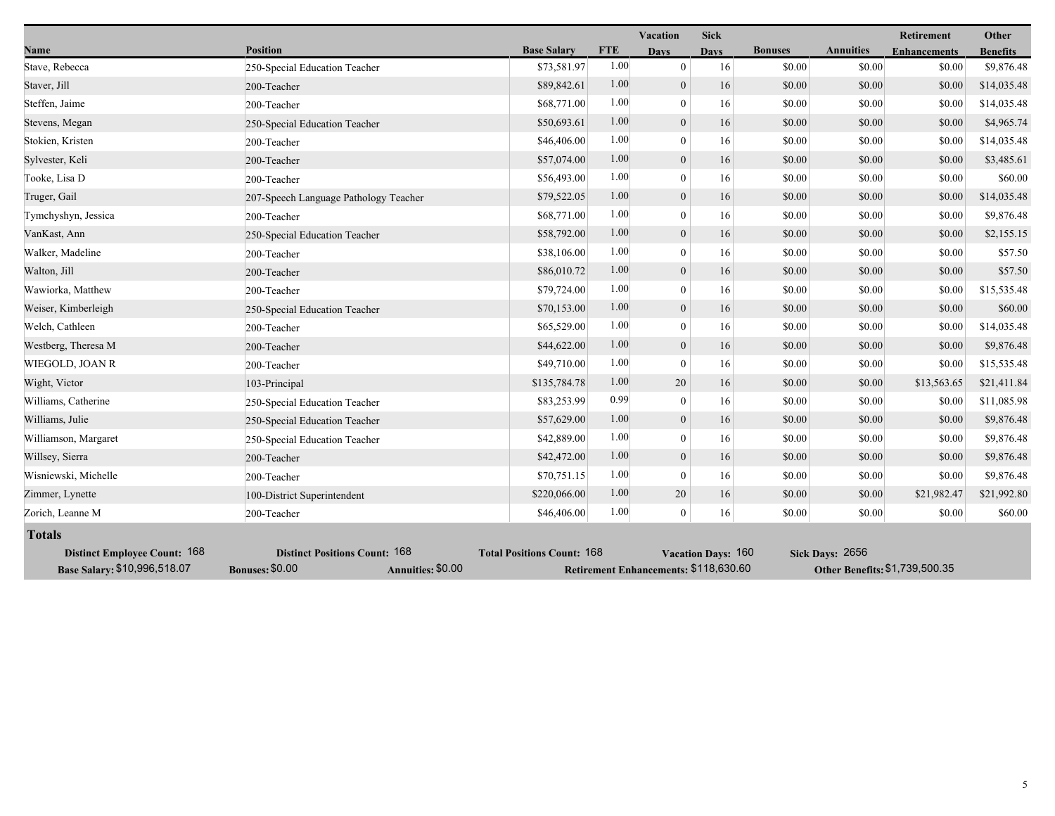| Name | Position | Base Salary | FTE | Vacation Days | Sick Days | Bonuses | Annuities | Retirement Enhancements | Other Benefits |
|---|---|---|---|---|---|---|---|---|---|
| Stave, Rebecca | 250-Special Education Teacher | $73,581.97 | 1.00 | 0 | 16 | $0.00 | $0.00 | $0.00 | $9,876.48 |
| Staver, Jill | 200-Teacher | $89,842.61 | 1.00 | 0 | 16 | $0.00 | $0.00 | $0.00 | $14,035.48 |
| Steffen, Jaime | 200-Teacher | $68,771.00 | 1.00 | 0 | 16 | $0.00 | $0.00 | $0.00 | $14,035.48 |
| Stevens, Megan | 250-Special Education Teacher | $50,693.61 | 1.00 | 0 | 16 | $0.00 | $0.00 | $0.00 | $4,965.74 |
| Stokien, Kristen | 200-Teacher | $46,406.00 | 1.00 | 0 | 16 | $0.00 | $0.00 | $0.00 | $14,035.48 |
| Sylvester, Keli | 200-Teacher | $57,074.00 | 1.00 | 0 | 16 | $0.00 | $0.00 | $0.00 | $3,485.61 |
| Tooke, Lisa D | 200-Teacher | $56,493.00 | 1.00 | 0 | 16 | $0.00 | $0.00 | $0.00 | $60.00 |
| Truger, Gail | 207-Speech Language Pathology Teacher | $79,522.05 | 1.00 | 0 | 16 | $0.00 | $0.00 | $0.00 | $14,035.48 |
| Tymchyshyn, Jessica | 200-Teacher | $68,771.00 | 1.00 | 0 | 16 | $0.00 | $0.00 | $0.00 | $9,876.48 |
| VanKast, Ann | 250-Special Education Teacher | $58,792.00 | 1.00 | 0 | 16 | $0.00 | $0.00 | $0.00 | $2,155.15 |
| Walker, Madeline | 200-Teacher | $38,106.00 | 1.00 | 0 | 16 | $0.00 | $0.00 | $0.00 | $57.50 |
| Walton, Jill | 200-Teacher | $86,010.72 | 1.00 | 0 | 16 | $0.00 | $0.00 | $0.00 | $57.50 |
| Wawiorka, Matthew | 200-Teacher | $79,724.00 | 1.00 | 0 | 16 | $0.00 | $0.00 | $0.00 | $15,535.48 |
| Weiser, Kimberleigh | 250-Special Education Teacher | $70,153.00 | 1.00 | 0 | 16 | $0.00 | $0.00 | $0.00 | $60.00 |
| Welch, Cathleen | 200-Teacher | $65,529.00 | 1.00 | 0 | 16 | $0.00 | $0.00 | $0.00 | $14,035.48 |
| Westberg, Theresa M | 200-Teacher | $44,622.00 | 1.00 | 0 | 16 | $0.00 | $0.00 | $0.00 | $9,876.48 |
| WIEGOLD, JOAN R | 200-Teacher | $49,710.00 | 1.00 | 0 | 16 | $0.00 | $0.00 | $0.00 | $15,535.48 |
| Wight, Victor | 103-Principal | $135,784.78 | 1.00 | 20 | 16 | $0.00 | $0.00 | $13,563.65 | $21,411.84 |
| Williams, Catherine | 250-Special Education Teacher | $83,253.99 | 0.99 | 0 | 16 | $0.00 | $0.00 | $0.00 | $11,085.98 |
| Williams, Julie | 250-Special Education Teacher | $57,629.00 | 1.00 | 0 | 16 | $0.00 | $0.00 | $0.00 | $9,876.48 |
| Williamson, Margaret | 250-Special Education Teacher | $42,889.00 | 1.00 | 0 | 16 | $0.00 | $0.00 | $0.00 | $9,876.48 |
| Willsey, Sierra | 200-Teacher | $42,472.00 | 1.00 | 0 | 16 | $0.00 | $0.00 | $0.00 | $9,876.48 |
| Wisniewski, Michelle | 200-Teacher | $70,751.15 | 1.00 | 0 | 16 | $0.00 | $0.00 | $0.00 | $9,876.48 |
| Zimmer, Lynette | 100-District Superintendent | $220,066.00 | 1.00 | 20 | 16 | $0.00 | $0.00 | $21,982.47 | $21,992.80 |
| Zorich, Leanne M | 200-Teacher | $46,406.00 | 1.00 | 0 | 16 | $0.00 | $0.00 | $0.00 | $60.00 |

**Totals**

**Distinct Employee Count:** 168 **Distinct Positions Count:** 168 **Total Positions Count:** 168 **Vacation Days:** 160 **Sick Days:** 2656

**Base Salary:** $10,996,518.07 **Bonuses:** $0.00 **Annuities:** $0.00 **Retirement Enhancements:** $118,630.60 **Other Benefits:** $1,739,500.35